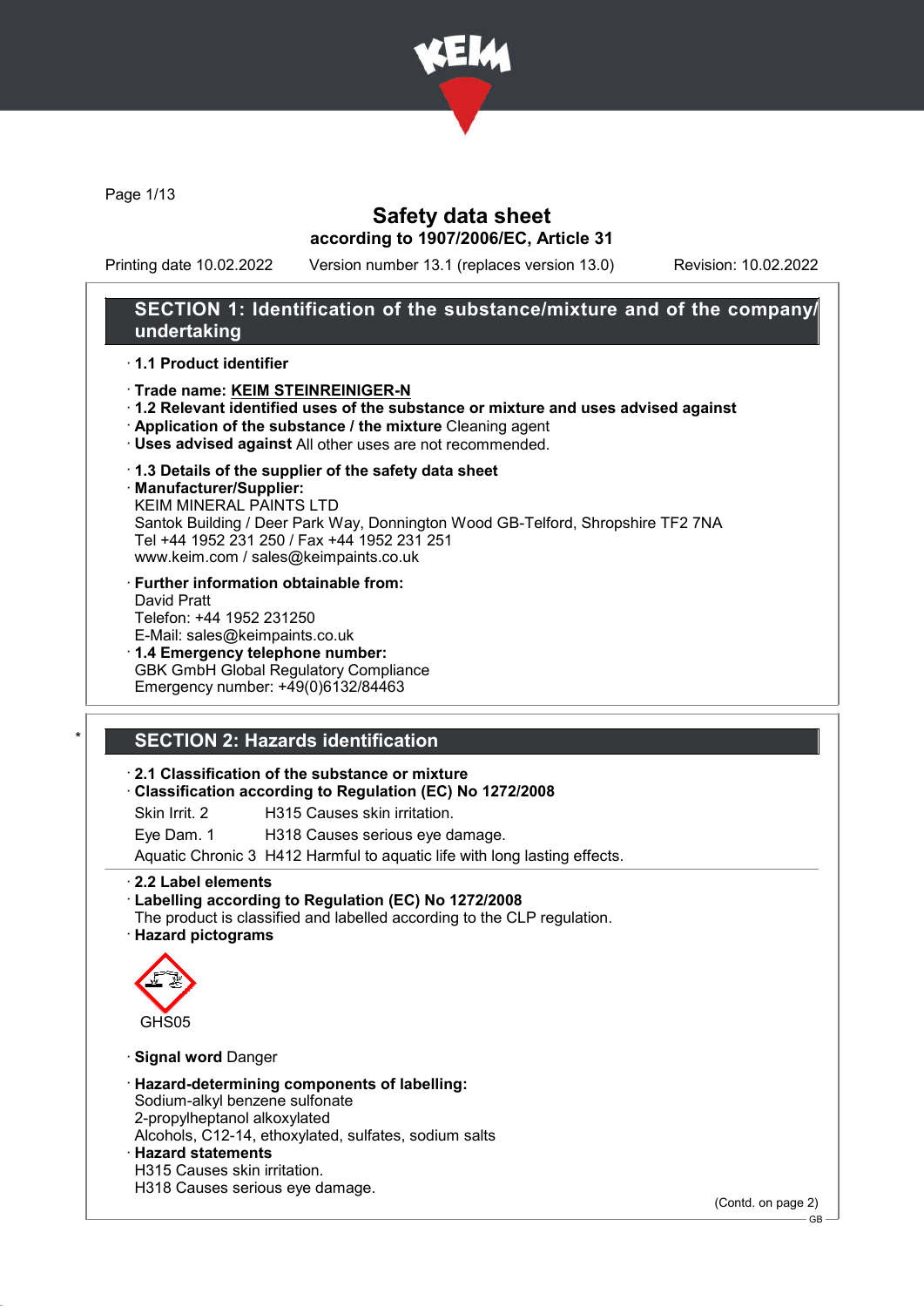# Safety data sheet
**according to 1907/2006/EC, Article 31**

Printing date 10.02.2022 Version number 13.1 (replaces version 13.0) Revision: 10.02.2022

## SECTION 1: Identification of the substance/mixture and of the company/undertaking

· **1.1 Product identifier**

· **Trade name: KEIM STEINREINIGER-N**
· **1.2 Relevant identified uses of the substance or mixture and uses advised against**
· **Application of the substance / the mixture** Cleaning agent
· **Uses advised against** All other uses are not recommended.

· **1.3 Details of the supplier of the safety data sheet**
· **Manufacturer/Supplier:**
KEIM MINERAL PAINTS LTD
Santok Building / Deer Park Way, Donnington Wood GB-Telford, Shropshire TF2 7NA
Tel +44 1952 231 250 / Fax +44 1952 231 251
www.keim.com / sales@keimpaints.co.uk

· **Further information obtainable from:**
David Pratt
Telefon: +44 1952 231250
E-Mail: sales@keimpaints.co.uk
· **1.4 Emergency telephone number:**
GBK GmbH Global Regulatory Compliance
Emergency number: +49(0)6132/84463

## * SECTION 2: Hazards identification

· **2.1 Classification of the substance or mixture**
· **Classification according to Regulation (EC) No 1272/2008**

| | |
|---|---|
| Skin Irrit. 2 | H315 Causes skin irritation. |
| Eye Dam. 1 | H318 Causes serious eye damage. |
| Aquatic Chronic 3 | H412 Harmful to aquatic life with long lasting effects. |

· **2.2 Label elements**
· **Labelling according to Regulation (EC) No 1272/2008**
The product is classified and labelled according to the CLP regulation.
· **Hazard pictograms**

GHS05

· **Signal word** Danger

· **Hazard-determining components of labelling:**
Sodium-alkyl benzene sulfonate
2-propylheptanol alkoxylated
Alcohols, C12-14, ethoxylated, sulfates, sodium salts
· **Hazard statements**
H315 Causes skin irritation.
H318 Causes serious eye damage.

(Contd. on page 2)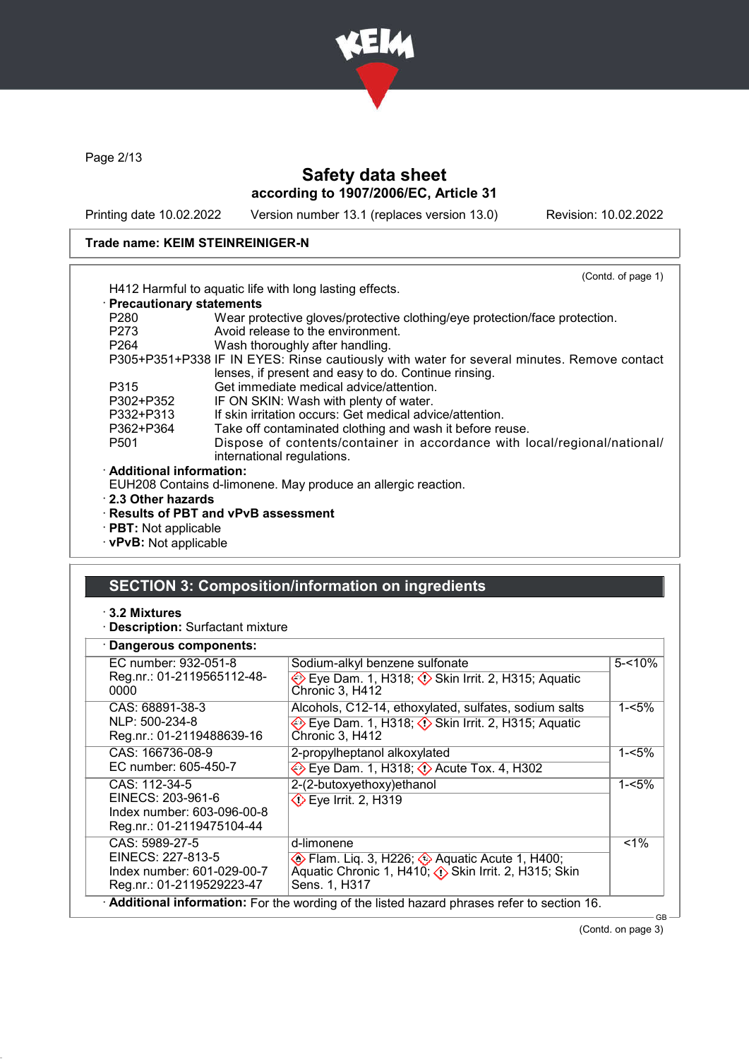Safety data sheet
according to 1907/2006/EC, Article 31

Printing date 10.02.2022 Version number 13.1 (replaces version 13.0) Revision: 10.02.2022

**Trade name: KEIM STEINREINIGER-N**

(Contd. of page 1)

H412 Harmful to aquatic life with long lasting effects.

· **Precautionary statements**

| | |
|---|---|
| P280 | Wear protective gloves/protective clothing/eye protection/face protection. |
| P273 | Avoid release to the environment. |
| P264 | Wash thoroughly after handling. |
| P305+P351+P338 | IF IN EYES: Rinse cautiously with water for several minutes. Remove contact lenses, if present and easy to do. Continue rinsing. |
| P315 | Get immediate medical advice/attention. |
| P302+P352 | IF ON SKIN: Wash with plenty of water. |
| P332+P313 | If skin irritation occurs: Get medical advice/attention. |
| P362+P364 | Take off contaminated clothing and wash it before reuse. |
| P501 | Dispose of contents/container in accordance with local/regional/national/international regulations. |

· **Additional information:**

EUH208 Contains d-limonene. May produce an allergic reaction.

· **2.3 Other hazards**

· **Results of PBT and vPvB assessment**

· **PBT:** Not applicable

· **vPvB:** Not applicable

## SECTION 3: Composition/information on ingredients

· **3.2 Mixtures**

· **Description:** Surfactant mixture

· **Dangerous components:**

| Identifiers | Component / Classification | Concentration |
|---|---|---|
| EC number: 932-051-8<br>Reg.nr.: 01-2119565112-48-0000 | Sodium-alkyl benzene sulfonate<br>Eye Dam. 1, H318; Skin Irrit. 2, H315; Aquatic Chronic 3, H412 | 5-<10% |
| CAS: 68891-38-3<br>NLP: 500-234-8<br>Reg.nr.: 01-2119488639-16 | Alcohols, C12-14, ethoxylated, sulfates, sodium salts<br>Eye Dam. 1, H318; Skin Irrit. 2, H315; Aquatic Chronic 3, H412 | 1-<5% |
| CAS: 166736-08-9<br>EC number: 605-450-7 | 2-propylheptanol alkoxylated<br>Eye Dam. 1, H318; Acute Tox. 4, H302 | 1-<5% |
| CAS: 112-34-5<br>EINECS: 203-961-6<br>Index number: 603-096-00-8<br>Reg.nr.: 01-2119475104-44 | 2-(2-butoxyethoxy)ethanol<br>Eye Irrit. 2, H319 | 1-<5% |
| CAS: 5989-27-5<br>EINECS: 227-813-5<br>Index number: 601-029-00-7<br>Reg.nr.: 01-2119529223-47 | d-limonene<br>Flam. Liq. 3, H226; Aquatic Acute 1, H400; Aquatic Chronic 1, H410; Skin Irrit. 2, H315; Skin Sens. 1, H317 | <1% |

· **Additional information:** For the wording of the listed hazard phrases refer to section 16.

(Contd. on page 3)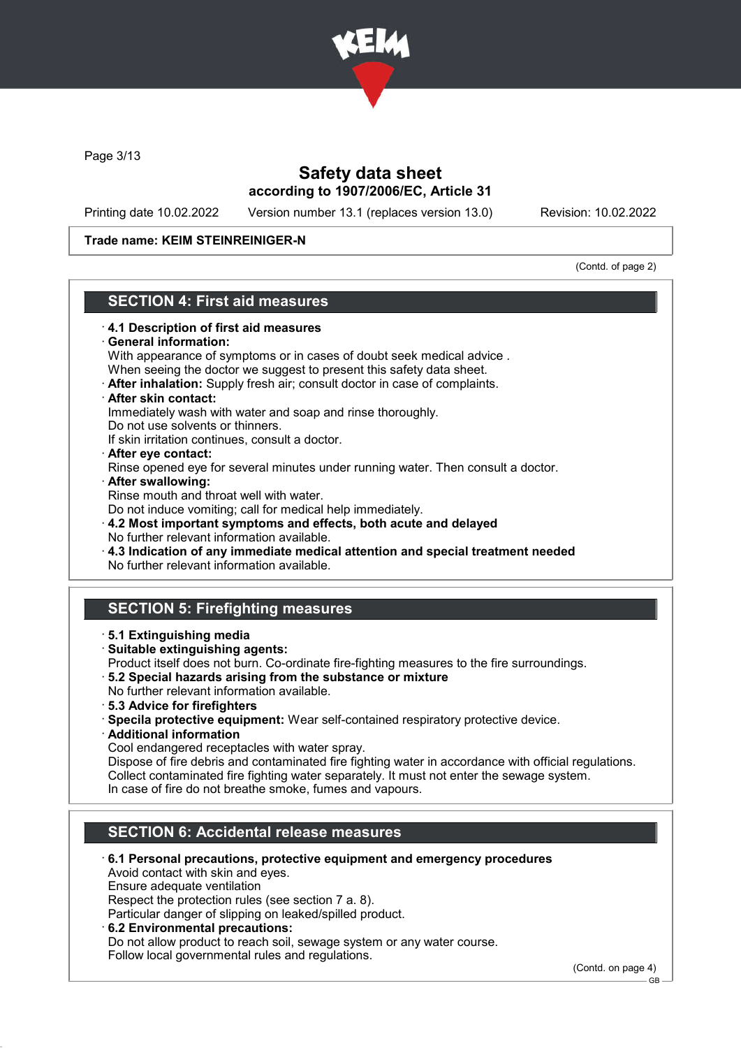Trade name: KEIM STEINREINIGER-N

(Contd. of page 2)

## SECTION 4: First aid measures

· **4.1 Description of first aid measures**
· **General information:**
With appearance of symptoms or in cases of doubt seek medical advice .
When seeing the doctor we suggest to present this safety data sheet.
· **After inhalation:** Supply fresh air; consult doctor in case of complaints.
· **After skin contact:**
Immediately wash with water and soap and rinse thoroughly.
Do not use solvents or thinners.
If skin irritation continues, consult a doctor.
· **After eye contact:**
Rinse opened eye for several minutes under running water. Then consult a doctor.
· **After swallowing:**
Rinse mouth and throat well with water.
Do not induce vomiting; call for medical help immediately.
· **4.2 Most important symptoms and effects, both acute and delayed**
No further relevant information available.
· **4.3 Indication of any immediate medical attention and special treatment needed**
No further relevant information available.

## SECTION 5: Firefighting measures

· **5.1 Extinguishing media**
· **Suitable extinguishing agents:**
Product itself does not burn. Co-ordinate fire-fighting measures to the fire surroundings.
· **5.2 Special hazards arising from the substance or mixture**
No further relevant information available.
· **5.3 Advice for firefighters**
· **Specila protective equipment:** Wear self-contained respiratory protective device.
· **Additional information**
Cool endangered receptacles with water spray.
Dispose of fire debris and contaminated fire fighting water in accordance with official regulations.
Collect contaminated fire fighting water separately. It must not enter the sewage system.
In case of fire do not breathe smoke, fumes and vapours.

## SECTION 6: Accidental release measures

· **6.1 Personal precautions, protective equipment and emergency procedures**
Avoid contact with skin and eyes.
Ensure adequate ventilation
Respect the protection rules (see section 7 a. 8).
Particular danger of slipping on leaked/spilled product.
· **6.2 Environmental precautions:**
Do not allow product to reach soil, sewage system or any water course.
Follow local governmental rules and regulations.

(Contd. on page 4)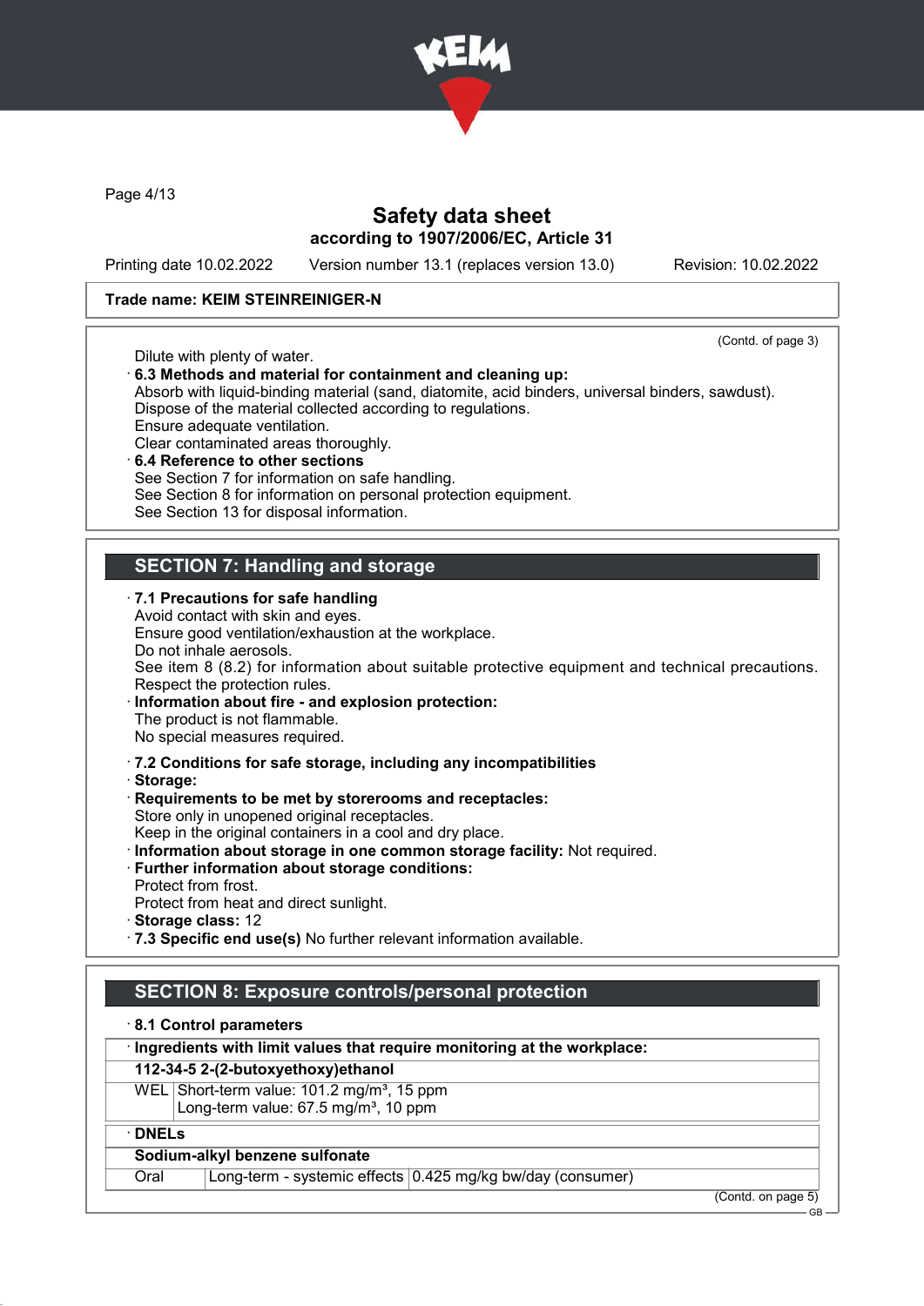Trade name: KEIM STEINREINIGER-N

(Contd. of page 3)

Dilute with plenty of water.

· **6.3 Methods and material for containment and cleaning up:**
Absorb with liquid-binding material (sand, diatomite, acid binders, universal binders, sawdust).
Dispose of the material collected according to regulations.
Ensure adequate ventilation.
Clear contaminated areas thoroughly.

· **6.4 Reference to other sections**
See Section 7 for information on safe handling.
See Section 8 for information on personal protection equipment.
See Section 13 for disposal information.

## SECTION 7: Handling and storage

· **7.1 Precautions for safe handling**
Avoid contact with skin and eyes.
Ensure good ventilation/exhaustion at the workplace.
Do not inhale aerosols.
See item 8 (8.2) for information about suitable protective equipment and technical precautions.
Respect the protection rules.

· **Information about fire - and explosion protection:**
The product is not flammable.
No special measures required.

· **7.2 Conditions for safe storage, including any incompatibilities**

· **Storage:**

· **Requirements to be met by storerooms and receptacles:**
Store only in unopened original receptacles.
Keep in the original containers in a cool and dry place.

· **Information about storage in one common storage facility:** Not required.

· **Further information about storage conditions:**
Protect from frost.
Protect from heat and direct sunlight.

· **Storage class:** 12

· **7.3 Specific end use(s)** No further relevant information available.

## SECTION 8: Exposure controls/personal protection

· **8.1 Control parameters**

| · Ingredients with limit values that require monitoring at the workplace: | |
|---|---|
| **112-34-5 2-(2-butoxyethoxy)ethanol** | |
| WEL | Short-term value: 101.2 mg/m³, 15 ppm<br>Long-term value: 67.5 mg/m³, 10 ppm |

| · DNELs | | |
|---|---|---|
| **Sodium-alkyl benzene sulfonate** | | |
| Oral | Long-term - systemic effects | 0.425 mg/kg bw/day (consumer) |

(Contd. on page 5)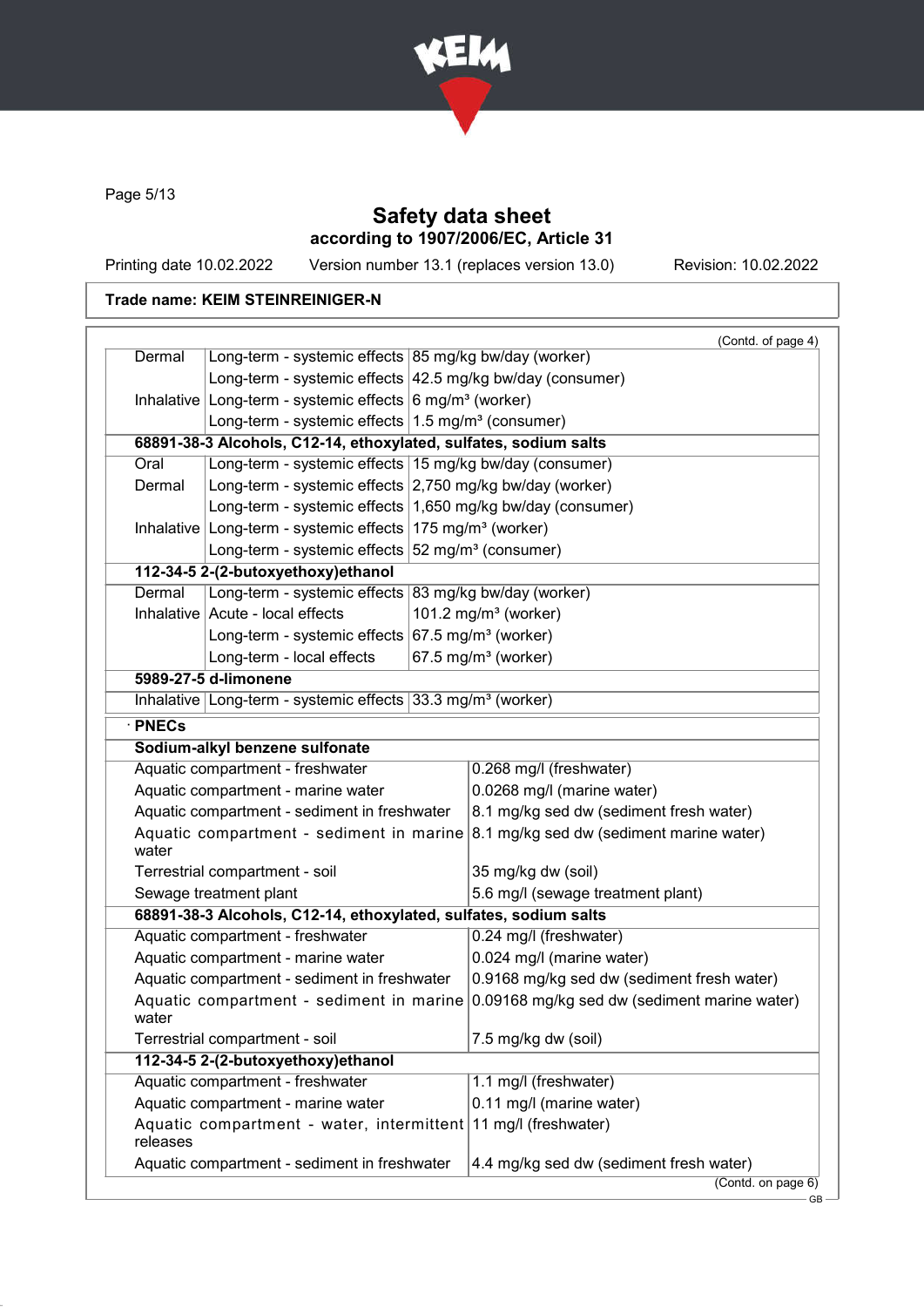Safety data sheet
according to 1907/2006/EC, Article 31

Printing date 10.02.2022 Version number 13.1 (replaces version 13.0) Revision: 10.02.2022

**Trade name: KEIM STEINREINIGER-N**

(Contd. of page 4)

| | | |
|---|---|---|
| Dermal | Long-term - systemic effects | 85 mg/kg bw/day (worker) |
| | Long-term - systemic effects | 42.5 mg/kg bw/day (consumer) |
| Inhalative | Long-term - systemic effects | 6 mg/m³ (worker) |
| | Long-term - systemic effects | 1.5 mg/m³ (consumer) |
| **68891-38-3 Alcohols, C12-14, ethoxylated, sulfates, sodium salts** | | |
| Oral | Long-term - systemic effects | 15 mg/kg bw/day (consumer) |
| Dermal | Long-term - systemic effects | 2,750 mg/kg bw/day (worker) |
| | Long-term - systemic effects | 1,650 mg/kg bw/day (consumer) |
| Inhalative | Long-term - systemic effects | 175 mg/m³ (worker) |
| | Long-term - systemic effects | 52 mg/m³ (consumer) |
| **112-34-5 2-(2-butoxyethoxy)ethanol** | | |
| Dermal | Long-term - systemic effects | 83 mg/kg bw/day (worker) |
| Inhalative | Acute - local effects | 101.2 mg/m³ (worker) |
| | Long-term - systemic effects | 67.5 mg/m³ (worker) |
| | Long-term - local effects | 67.5 mg/m³ (worker) |
| **5989-27-5 d-limonene** | | |
| Inhalative | Long-term - systemic effects | 33.3 mg/m³ (worker) |

· **PNECs**

| | |
|---|---|
| **Sodium-alkyl benzene sulfonate** | |
| Aquatic compartment - freshwater | 0.268 mg/l (freshwater) |
| Aquatic compartment - marine water | 0.0268 mg/l (marine water) |
| Aquatic compartment - sediment in freshwater | 8.1 mg/kg sed dw (sediment fresh water) |
| Aquatic compartment - sediment in marine water | 8.1 mg/kg sed dw (sediment marine water) |
| Terrestrial compartment - soil | 35 mg/kg dw (soil) |
| Sewage treatment plant | 5.6 mg/l (sewage treatment plant) |
| **68891-38-3 Alcohols, C12-14, ethoxylated, sulfates, sodium salts** | |
| Aquatic compartment - freshwater | 0.24 mg/l (freshwater) |
| Aquatic compartment - marine water | 0.024 mg/l (marine water) |
| Aquatic compartment - sediment in freshwater | 0.9168 mg/kg sed dw (sediment fresh water) |
| Aquatic compartment - sediment in marine water | 0.09168 mg/kg sed dw (sediment marine water) |
| Terrestrial compartment - soil | 7.5 mg/kg dw (soil) |
| **112-34-5 2-(2-butoxyethoxy)ethanol** | |
| Aquatic compartment - freshwater | 1.1 mg/l (freshwater) |
| Aquatic compartment - marine water | 0.11 mg/l (marine water) |
| Aquatic compartment - water, intermittent releases | 11 mg/l (freshwater) |
| Aquatic compartment - sediment in freshwater | 4.4 mg/kg sed dw (sediment fresh water) |

(Contd. on page 6)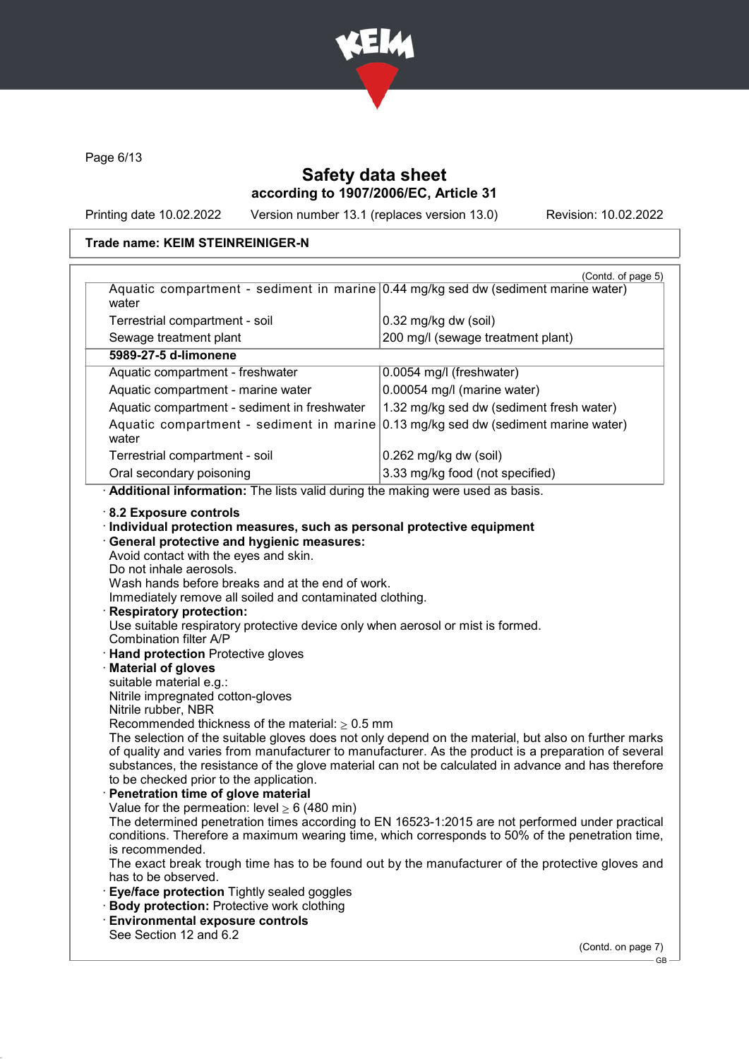Page 6/13

# Safety data sheet
## according to 1907/2006/EC, Article 31

Printing date 10.02.2022    Version number 13.1 (replaces version 13.0)    Revision: 10.02.2022

**Trade name: KEIM STEINREINIGER-N**

(Contd. of page 5)

| | |
|---|---|
| Aquatic compartment - sediment in marine water | 0.44 mg/kg sed dw (sediment marine water) |
| Terrestrial compartment - soil | 0.32 mg/kg dw (soil) |
| Sewage treatment plant | 200 mg/l (sewage treatment plant) |
| **5989-27-5 d-limonene** | |
| Aquatic compartment - freshwater | 0.0054 mg/l (freshwater) |
| Aquatic compartment - marine water | 0.00054 mg/l (marine water) |
| Aquatic compartment - sediment in freshwater | 1.32 mg/kg sed dw (sediment fresh water) |
| Aquatic compartment - sediment in marine water | 0.13 mg/kg sed dw (sediment marine water) |
| Terrestrial compartment - soil | 0.262 mg/kg dw (soil) |
| Oral secondary poisoning | 3.33 mg/kg food (not specified) |

· **Additional information:** The lists valid during the making were used as basis.

· **8.2 Exposure controls**
· **Individual protection measures, such as personal protective equipment**
· **General protective and hygienic measures:**
Avoid contact with the eyes and skin.
Do not inhale aerosols.
Wash hands before breaks and at the end of work.
Immediately remove all soiled and contaminated clothing.
· **Respiratory protection:**
Use suitable respiratory protective device only when aerosol or mist is formed.
Combination filter A/P
· **Hand protection** Protective gloves
· **Material of gloves**
suitable material e.g.:
Nitrile impregnated cotton-gloves
Nitrile rubber, NBR
Recommended thickness of the material: ≥ 0.5 mm
The selection of the suitable gloves does not only depend on the material, but also on further marks of quality and varies from manufacturer to manufacturer. As the product is a preparation of several substances, the resistance of the glove material can not be calculated in advance and has therefore to be checked prior to the application.
· **Penetration time of glove material**
Value for the permeation: level ≥ 6 (480 min)
The determined penetration times according to EN 16523-1:2015 are not performed under practical conditions. Therefore a maximum wearing time, which corresponds to 50% of the penetration time, is recommended.
The exact break trough time has to be found out by the manufacturer of the protective gloves and has to be observed.
· **Eye/face protection** Tightly sealed goggles
· **Body protection:** Protective work clothing
· **Environmental exposure controls**
See Section 12 and 6.2

(Contd. on page 7)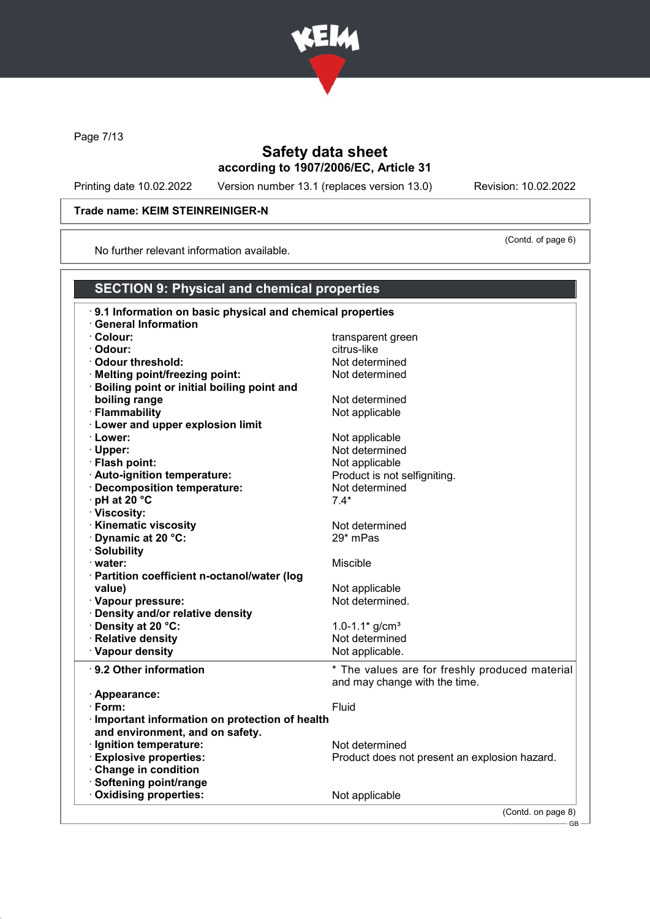# Safety data sheet
according to 1907/2006/EC, Article 31

Printing date 10.02.2022 Version number 13.1 (replaces version 13.0) Revision: 10.02.2022

**Trade name: KEIM STEINREINIGER-N**

(Contd. of page 6)

No further relevant information available.

## SECTION 9: Physical and chemical properties

| | |
|---|---|
| · **9.1 Information on basic physical and chemical properties** | |
| · **General Information** | |
| · **Colour:** | transparent green |
| · **Odour:** | citrus-like |
| · **Odour threshold:** | Not determined |
| · **Melting point/freezing point:** | Not determined |
| · **Boiling point or initial boiling point and boiling range** | Not determined |
| · **Flammability** | Not applicable |
| · **Lower and upper explosion limit** | |
| · **Lower:** | Not applicable |
| · **Upper:** | Not determined |
| · **Flash point:** | Not applicable |
| · **Auto-ignition temperature:** | Product is not selfigniting. |
| · **Decomposition temperature:** | Not determined |
| · **pH at 20 °C** | 7.4* |
| · **Viscosity:** | |
| · **Kinematic viscosity** | Not determined |
| · **Dynamic at 20 °C:** | 29* mPas |
| · **Solubility** | |
| · **water:** | Miscible |
| · **Partition coefficient n-octanol/water (log value)** | Not applicable |
| · **Vapour pressure:** | Not determined. |
| · **Density and/or relative density** | |
| · **Density at 20 °C:** | 1.0-1.1* g/cm³ |
| · **Relative density** | Not determined |
| · **Vapour density** | Not applicable. |

| | |
|---|---|
| · **9.2 Other information** | * The values are for freshly produced material and may change with the time. |
| · **Appearance:** | |
| · **Form:** | Fluid |
| · **Important information on protection of health and environment, and on safety.** | |
| · **Ignition temperature:** | Not determined |
| · **Explosive properties:** | Product does not present an explosion hazard. |
| · **Change in condition** | |
| · **Softening point/range** | |
| · **Oxidising properties:** | Not applicable |

(Contd. on page 8)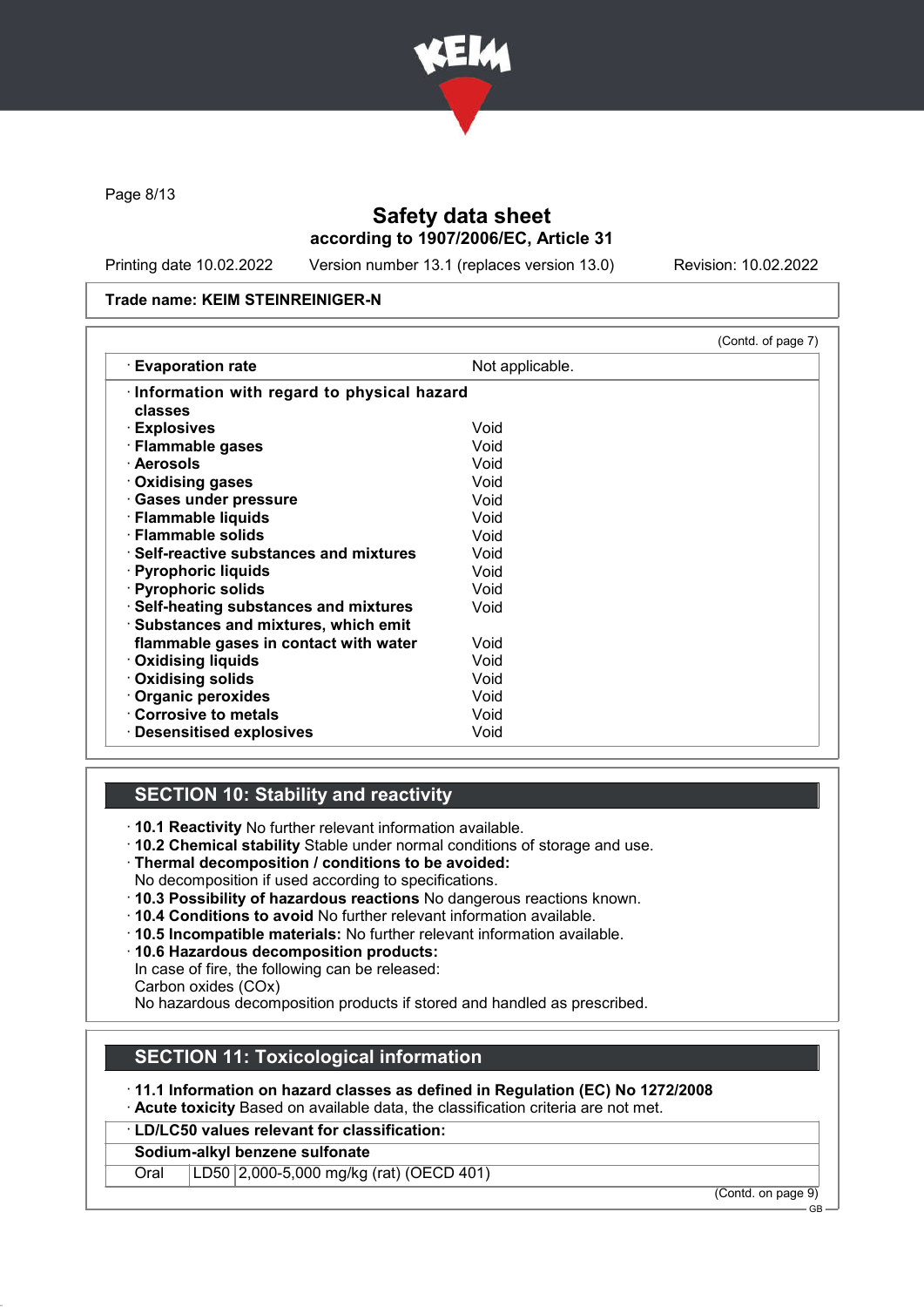Trade name: KEIM STEINREINIGER-N

(Contd. of page 7)

| | |
|---|---|
| · **Evaporation rate** | Not applicable. |
| · **Information with regard to physical hazard classes** | |
| · **Explosives** | Void |
| · **Flammable gases** | Void |
| · **Aerosols** | Void |
| · **Oxidising gases** | Void |
| · **Gases under pressure** | Void |
| · **Flammable liquids** | Void |
| · **Flammable solids** | Void |
| · **Self-reactive substances and mixtures** | Void |
| · **Pyrophoric liquids** | Void |
| · **Pyrophoric solids** | Void |
| · **Self-heating substances and mixtures** | Void |
| · **Substances and mixtures, which emit flammable gases in contact with water** | Void |
| · **Oxidising liquids** | Void |
| · **Oxidising solids** | Void |
| · **Organic peroxides** | Void |
| · **Corrosive to metals** | Void |
| · **Desensitised explosives** | Void |

## SECTION 10: Stability and reactivity

· **10.1 Reactivity** No further relevant information available.
· **10.2 Chemical stability** Stable under normal conditions of storage and use.
· **Thermal decomposition / conditions to be avoided:**
No decomposition if used according to specifications.
· **10.3 Possibility of hazardous reactions** No dangerous reactions known.
· **10.4 Conditions to avoid** No further relevant information available.
· **10.5 Incompatible materials:** No further relevant information available.
· **10.6 Hazardous decomposition products:**
In case of fire, the following can be released:
Carbon oxides (COx)
No hazardous decomposition products if stored and handled as prescribed.

## SECTION 11: Toxicological information

· **11.1 Information on hazard classes as defined in Regulation (EC) No 1272/2008**
· **Acute toxicity** Based on available data, the classification criteria are not met.

| · **LD/LC50 values relevant for classification:** | | |
|---|---|---|
| **Sodium-alkyl benzene sulfonate** | | |
| Oral | LD50 | 2,000-5,000 mg/kg (rat) (OECD 401) |

(Contd. on page 9)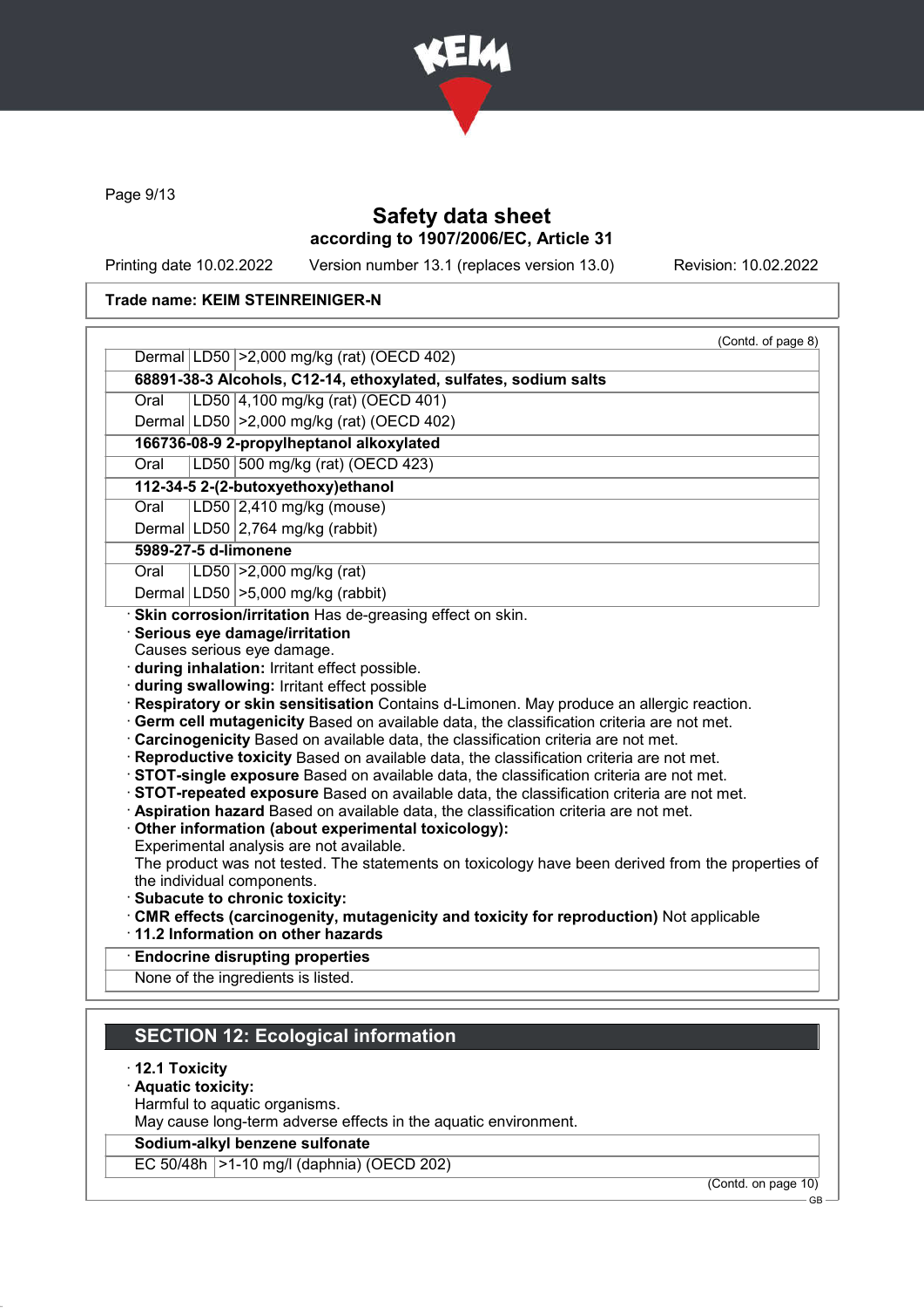Safety data sheet
according to 1907/2006/EC, Article 31

Printing date 10.02.2022 Version number 13.1 (replaces version 13.0) Revision: 10.02.2022

**Trade name: KEIM STEINREINIGER-N**

(Contd. of page 8)

| | | |
|---|---|---|
| Dermal | LD50 | >2,000 mg/kg (rat) (OECD 402) |
| **68891-38-3 Alcohols, C12-14, ethoxylated, sulfates, sodium salts** | | |
| Oral | LD50 | 4,100 mg/kg (rat) (OECD 401) |
| Dermal | LD50 | >2,000 mg/kg (rat) (OECD 402) |
| **166736-08-9 2-propylheptanol alkoxylated** | | |
| Oral | LD50 | 500 mg/kg (rat) (OECD 423) |
| **112-34-5 2-(2-butoxyethoxy)ethanol** | | |
| Oral | LD50 | 2,410 mg/kg (mouse) |
| Dermal | LD50 | 2,764 mg/kg (rabbit) |
| **5989-27-5 d-limonene** | | |
| Oral | LD50 | >2,000 mg/kg (rat) |
| Dermal | LD50 | >5,000 mg/kg (rabbit) |

· **Skin corrosion/irritation** Has de-greasing effect on skin.
· **Serious eye damage/irritation**
Causes serious eye damage.
· **during inhalation:** Irritant effect possible.
· **during swallowing:** Irritant effect possible
· **Respiratory or skin sensitisation** Contains d-Limonen. May produce an allergic reaction.
· **Germ cell mutagenicity** Based on available data, the classification criteria are not met.
· **Carcinogenicity** Based on available data, the classification criteria are not met.
· **Reproductive toxicity** Based on available data, the classification criteria are not met.
· **STOT-single exposure** Based on available data, the classification criteria are not met.
· **STOT-repeated exposure** Based on available data, the classification criteria are not met.
· **Aspiration hazard** Based on available data, the classification criteria are not met.
· **Other information (about experimental toxicology):**
Experimental analysis are not available.
The product was not tested. The statements on toxicology have been derived from the properties of the individual components.
· **Subacute to chronic toxicity:**
· **CMR effects (carcinogenity, mutagenicity and toxicity for reproduction)** Not applicable
· **11.2 Information on other hazards**

· **Endocrine disrupting properties**
None of the ingredients is listed.

## SECTION 12: Ecological information

· **12.1 Toxicity**
· **Aquatic toxicity:**
Harmful to aquatic organisms.
May cause long-term adverse effects in the aquatic environment.

| **Sodium-alkyl benzene sulfonate** | |
|---|---|
| EC 50/48h | >1-10 mg/l (daphnia) (OECD 202) |

(Contd. on page 10)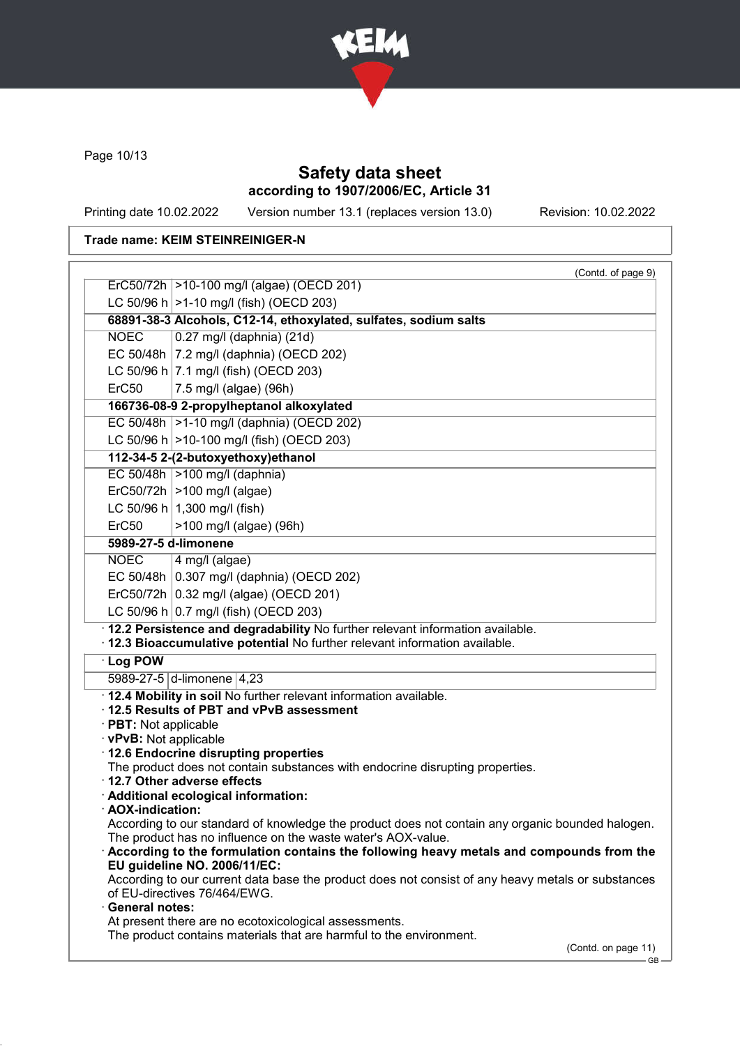# Safety data sheet

**according to 1907/2006/EC, Article 31**

Printing date 10.02.2022    Version number 13.1 (replaces version 13.0)    Revision: 10.02.2022

**Trade name: KEIM STEINREINIGER-N**

(Contd. of page 9)

| | |
|---|---|
| ErC50/72h | >10-100 mg/l (algae) (OECD 201) |
| LC 50/96 h | >1-10 mg/l (fish) (OECD 203) |
| **68891-38-3 Alcohols, C12-14, ethoxylated, sulfates, sodium salts** | |
| NOEC | 0.27 mg/l (daphnia) (21d) |
| EC 50/48h | 7.2 mg/l (daphnia) (OECD 202) |
| LC 50/96 h | 7.1 mg/l (fish) (OECD 203) |
| ErC50 | 7.5 mg/l (algae) (96h) |
| **166736-08-9 2-propylheptanol alkoxylated** | |
| EC 50/48h | >1-10 mg/l (daphnia) (OECD 202) |
| LC 50/96 h | >10-100 mg/l (fish) (OECD 203) |
| **112-34-5 2-(2-butoxyethoxy)ethanol** | |
| EC 50/48h | >100 mg/l (daphnia) |
| ErC50/72h | >100 mg/l (algae) |
| LC 50/96 h | 1,300 mg/l (fish) |
| ErC50 | >100 mg/l (algae) (96h) |
| **5989-27-5 d-limonene** | |
| NOEC | 4 mg/l (algae) |
| EC 50/48h | 0.307 mg/l (daphnia) (OECD 202) |
| ErC50/72h | 0.32 mg/l (algae) (OECD 201) |
| LC 50/96 h | 0.7 mg/l (fish) (OECD 203) |

· **12.2 Persistence and degradability** No further relevant information available.
· **12.3 Bioaccumulative potential** No further relevant information available.

| · **Log POW** | | |
|---|---|---|
| 5989-27-5 | d-limonene | 4,23 |

· **12.4 Mobility in soil** No further relevant information available.
· **12.5 Results of PBT and vPvB assessment**
· **PBT:** Not applicable
· **vPvB:** Not applicable
· **12.6 Endocrine disrupting properties**
The product does not contain substances with endocrine disrupting properties.
· **12.7 Other adverse effects**
· **Additional ecological information:**
· **AOX-indication:**
According to our standard of knowledge the product does not contain any organic bounded halogen. The product has no influence on the waste water's AOX-value.
· **According to the formulation contains the following heavy metals and compounds from the EU guideline NO. 2006/11/EC:**
According to our current data base the product does not consist of any heavy metals or substances of EU-directives 76/464/EWG.
· **General notes:**
At present there are no ecotoxicological assessments.
The product contains materials that are harmful to the environment.

(Contd. on page 11)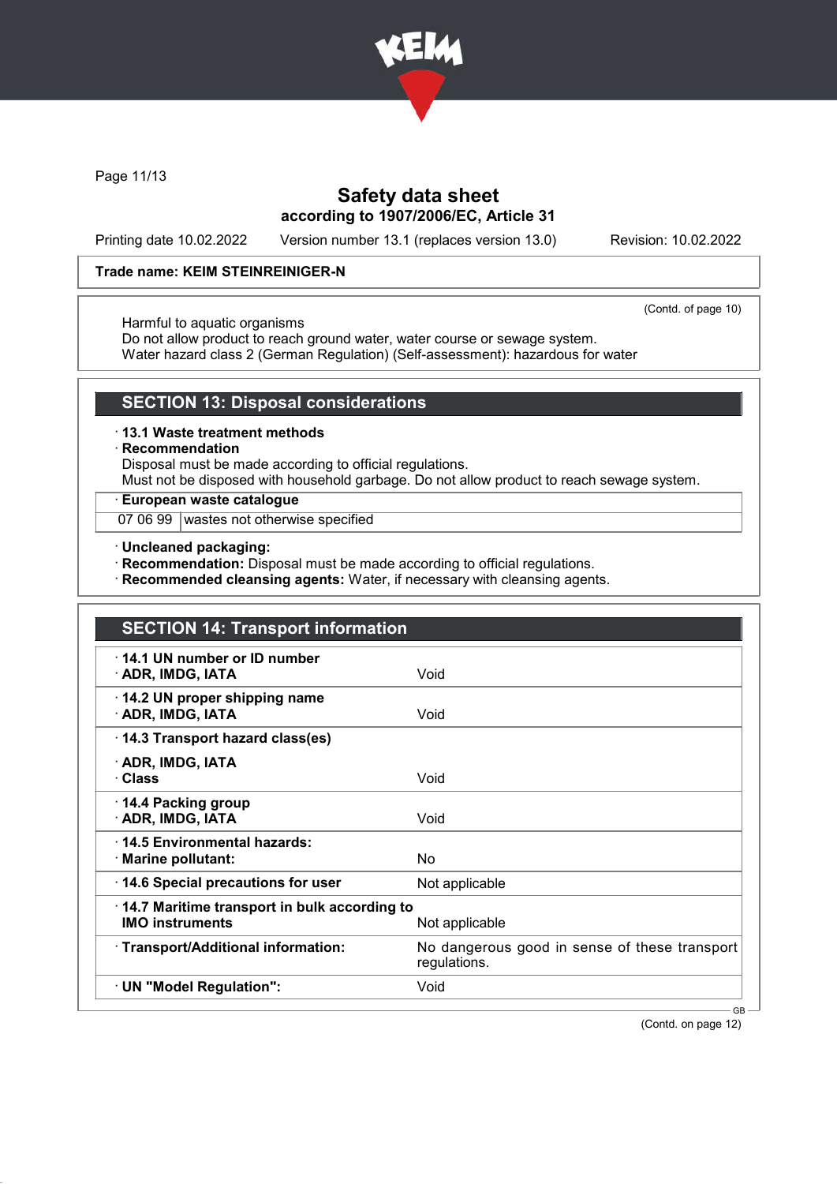Trade name: KEIM STEINREINIGER-N

(Contd. of page 10)

Harmful to aquatic organisms
Do not allow product to reach ground water, water course or sewage system.
Water hazard class 2 (German Regulation) (Self-assessment): hazardous for water

## SECTION 13: Disposal considerations

· **13.1 Waste treatment methods**
· **Recommendation**
Disposal must be made according to official regulations.
Must not be disposed with household garbage. Do not allow product to reach sewage system.

· **European waste catalogue**

| | |
|---|---|
| 07 06 99 | wastes not otherwise specified |

· **Uncleaned packaging:**
· **Recommendation:** Disposal must be made according to official regulations.
· **Recommended cleansing agents:** Water, if necessary with cleansing agents.

## SECTION 14: Transport information

| | |
|---|---|
| · **14.1 UN number or ID number** | |
| · **ADR, IMDG, IATA** | Void |
| · **14.2 UN proper shipping name** | |
| · **ADR, IMDG, IATA** | Void |
| · **14.3 Transport hazard class(es)** | |
| · **ADR, IMDG, IATA** | |
| · **Class** | Void |
| · **14.4 Packing group** | |
| · **ADR, IMDG, IATA** | Void |
| · **14.5 Environmental hazards:** | |
| · **Marine pollutant:** | No |
| · **14.6 Special precautions for user** | Not applicable |
| · **14.7 Maritime transport in bulk according to IMO instruments** | Not applicable |
| · **Transport/Additional information:** | No dangerous good in sense of these transport regulations. |
| · **UN "Model Regulation":** | Void |

(Contd. on page 12)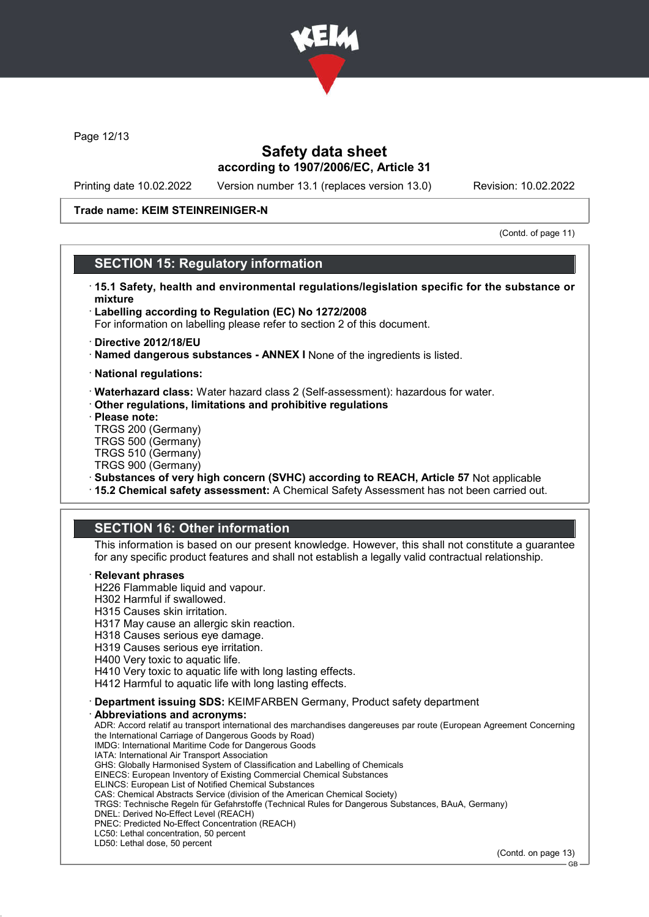# Safety data sheet
## according to 1907/2006/EC, Article 31

Printing date 10.02.2022    Version number 13.1 (replaces version 13.0)    Revision: 10.02.2022

**Trade name: KEIM STEINREINIGER-N**

(Contd. of page 11)

## SECTION 15: Regulatory information

· **15.1 Safety, health and environmental regulations/legislation specific for the substance or mixture**

· **Labelling according to Regulation (EC) No 1272/2008**
For information on labelling please refer to section 2 of this document.

· **Directive 2012/18/EU**
· **Named dangerous substances - ANNEX I** None of the ingredients is listed.

· **National regulations:**

· **Waterhazard class:** Water hazard class 2 (Self-assessment): hazardous for water.
· **Other regulations, limitations and prohibitive regulations**
· **Please note:**
TRGS 200 (Germany)
TRGS 500 (Germany)
TRGS 510 (Germany)
TRGS 900 (Germany)
· **Substances of very high concern (SVHC) according to REACH, Article 57** Not applicable
· **15.2 Chemical safety assessment:** A Chemical Safety Assessment has not been carried out.

## SECTION 16: Other information

This information is based on our present knowledge. However, this shall not constitute a guarantee for any specific product features and shall not establish a legally valid contractual relationship.

· **Relevant phrases**
H226 Flammable liquid and vapour.
H302 Harmful if swallowed.
H315 Causes skin irritation.
H317 May cause an allergic skin reaction.
H318 Causes serious eye damage.
H319 Causes serious eye irritation.
H400 Very toxic to aquatic life.
H410 Very toxic to aquatic life with long lasting effects.
H412 Harmful to aquatic life with long lasting effects.

· **Department issuing SDS:** KEIMFARBEN Germany, Product safety department
· **Abbreviations and acronyms:**
ADR: Accord relatif au transport international des marchandises dangereuses par route (European Agreement Concerning the International Carriage of Dangerous Goods by Road)
IMDG: International Maritime Code for Dangerous Goods
IATA: International Air Transport Association
GHS: Globally Harmonised System of Classification and Labelling of Chemicals
EINECS: European Inventory of Existing Commercial Chemical Substances
ELINCS: European List of Notified Chemical Substances
CAS: Chemical Abstracts Service (division of the American Chemical Society)
TRGS: Technische Regeln für Gefahrstoffe (Technical Rules for Dangerous Substances, BAuA, Germany)
DNEL: Derived No-Effect Level (REACH)
PNEC: Predicted No-Effect Concentration (REACH)
LC50: Lethal concentration, 50 percent
LD50: Lethal dose, 50 percent

(Contd. on page 13)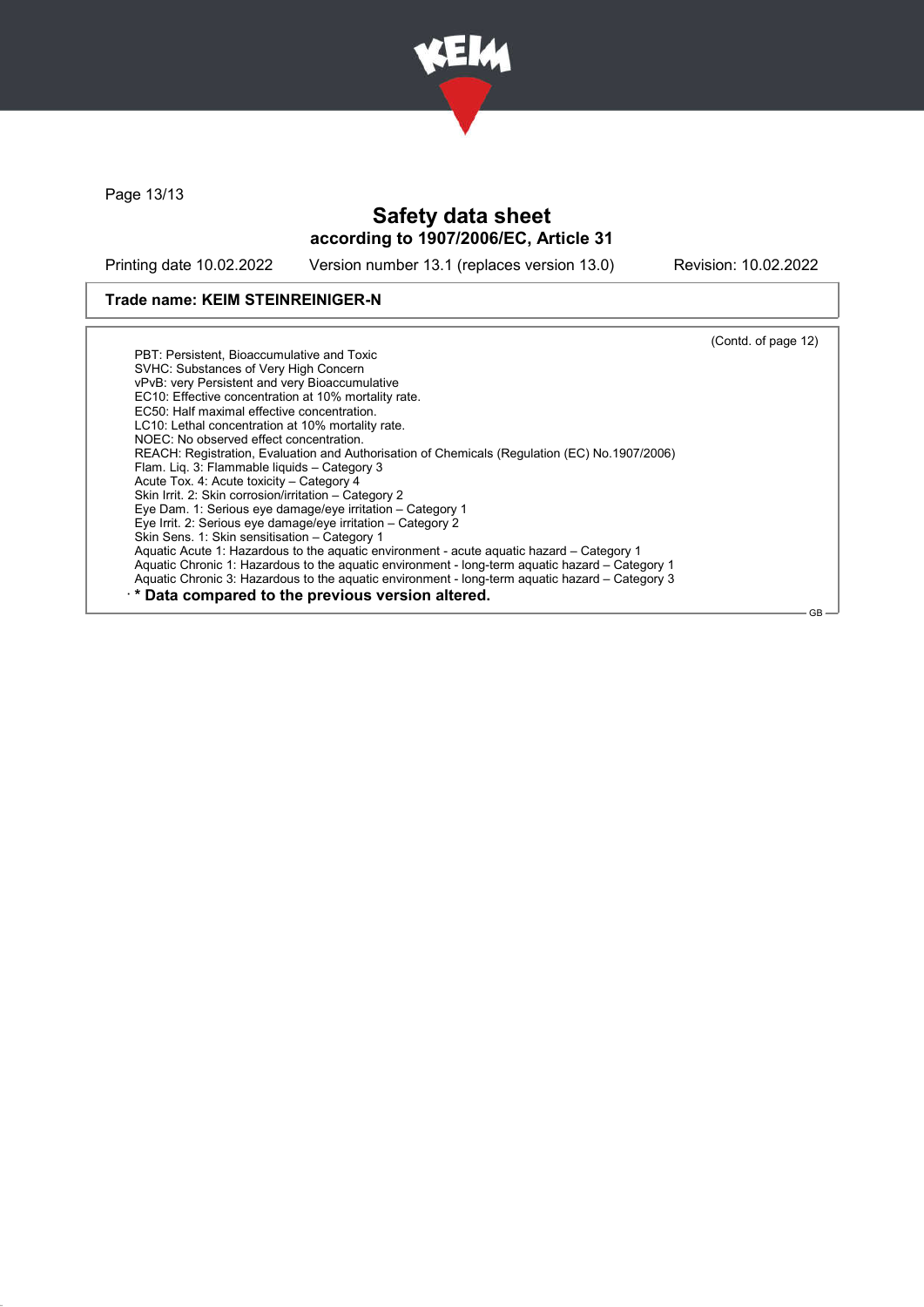# Safety data sheet
## according to 1907/2006/EC, Article 31

Printing date 10.02.2022 Version number 13.1 (replaces version 13.0) Revision: 10.02.2022

**Trade name: KEIM STEINREINIGER-N**

(Contd. of page 12)

PBT: Persistent, Bioaccumulative and Toxic
SVHC: Substances of Very High Concern
vPvB: very Persistent and very Bioaccumulative
EC10: Effective concentration at 10% mortality rate.
EC50: Half maximal effective concentration.
LC10: Lethal concentration at 10% mortality rate.
NOEC: No observed effect concentration.
REACH: Registration, Evaluation and Authorisation of Chemicals (Regulation (EC) No.1907/2006)
Flam. Liq. 3: Flammable liquids – Category 3
Acute Tox. 4: Acute toxicity – Category 4
Skin Irrit. 2: Skin corrosion/irritation – Category 2
Eye Dam. 1: Serious eye damage/eye irritation – Category 1
Eye Irrit. 2: Serious eye damage/eye irritation – Category 2
Skin Sens. 1: Skin sensitisation – Category 1
Aquatic Acute 1: Hazardous to the aquatic environment - acute aquatic hazard – Category 1
Aquatic Chronic 1: Hazardous to the aquatic environment - long-term aquatic hazard – Category 1
Aquatic Chronic 3: Hazardous to the aquatic environment - long-term aquatic hazard – Category 3

· **\* Data compared to the previous version altered.**

GB